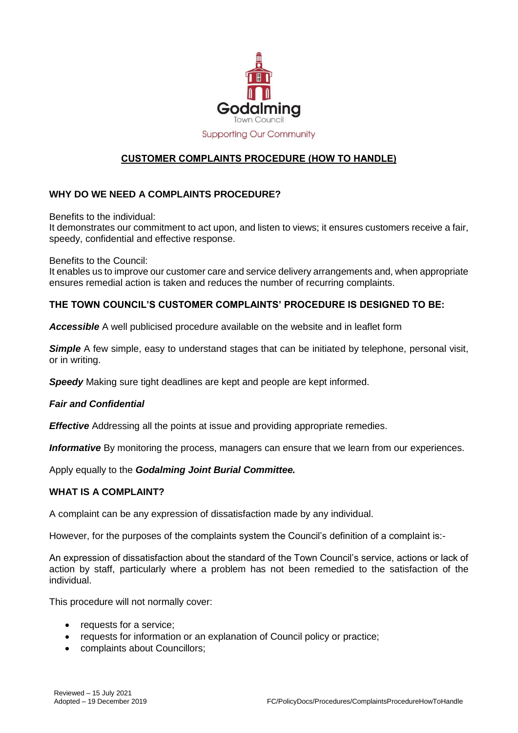Godalming

Town Council

Supporting Our Community

# CUSTOMER COMPLAINTS PROCEDURE (HOW TO HANDLE)

## WHY DO WE NEED A COMPLAINTS PROCEDURE?

Benefits to the individual:
It demonstrates our commitment to act upon, and listen to views; it ensures customers receive a fair, speedy, confidential and effective response.

Benefits to the Council:
It enables us to improve our customer care and service delivery arrangements and, when appropriate ensures remedial action is taken and reduces the number of recurring complaints.

## THE TOWN COUNCIL'S CUSTOMER COMPLAINTS' PROCEDURE IS DESIGNED TO BE:

***Accessible*** A well publicised procedure available on the website and in leaflet form

***Simple*** A few simple, easy to understand stages that can be initiated by telephone, personal visit, or in writing.

***Speedy*** Making sure tight deadlines are kept and people are kept informed.

***Fair and Confidential***

***Effective*** Addressing all the points at issue and providing appropriate remedies.

***Informative*** By monitoring the process, managers can ensure that we learn from our experiences.

Apply equally to the ***Godalming Joint Burial Committee.***

## WHAT IS A COMPLAINT?

A complaint can be any expression of dissatisfaction made by any individual.

However, for the purposes of the complaints system the Council's definition of a complaint is:-

An expression of dissatisfaction about the standard of the Town Council's service, actions or lack of action by staff, particularly where a problem has not been remedied to the satisfaction of the individual.

This procedure will not normally cover:

- requests for a service;
- requests for information or an explanation of Council policy or practice;
- complaints about Councillors;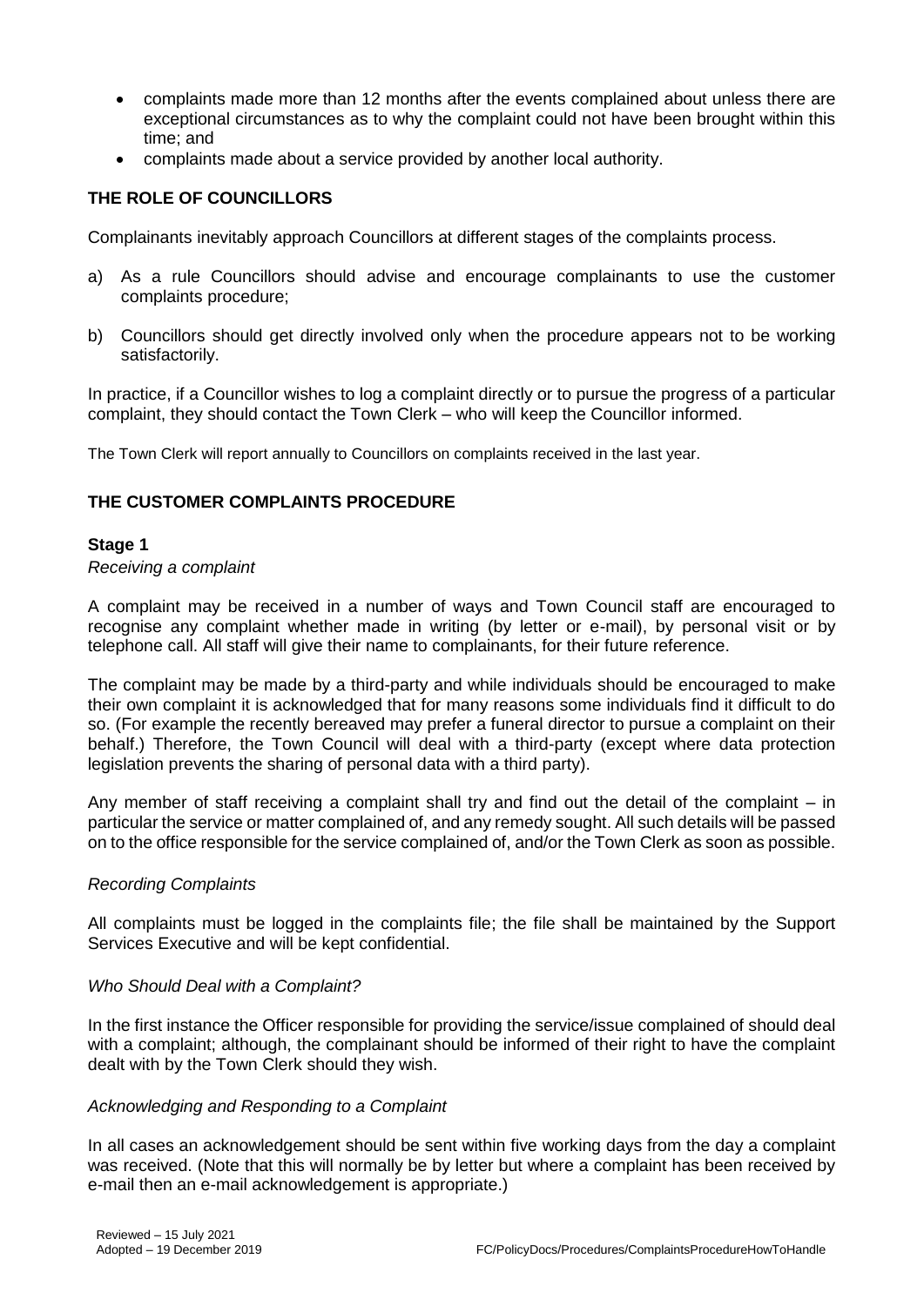- complaints made more than 12 months after the events complained about unless there are exceptional circumstances as to why the complaint could not have been brought within this time; and
- complaints made about a service provided by another local authority.

## THE ROLE OF COUNCILLORS

Complainants inevitably approach Councillors at different stages of the complaints process.

a) As a rule Councillors should advise and encourage complainants to use the customer complaints procedure;

b) Councillors should get directly involved only when the procedure appears not to be working satisfactorily.

In practice, if a Councillor wishes to log a complaint directly or to pursue the progress of a particular complaint, they should contact the Town Clerk – who will keep the Councillor informed.

The Town Clerk will report annually to Councillors on complaints received in the last year.

## THE CUSTOMER COMPLAINTS PROCEDURE

### Stage 1

*Receiving a complaint*

A complaint may be received in a number of ways and Town Council staff are encouraged to recognise any complaint whether made in writing (by letter or e-mail), by personal visit or by telephone call. All staff will give their name to complainants, for their future reference.

The complaint may be made by a third-party and while individuals should be encouraged to make their own complaint it is acknowledged that for many reasons some individuals find it difficult to do so. (For example the recently bereaved may prefer a funeral director to pursue a complaint on their behalf.) Therefore, the Town Council will deal with a third-party (except where data protection legislation prevents the sharing of personal data with a third party).

Any member of staff receiving a complaint shall try and find out the detail of the complaint – in particular the service or matter complained of, and any remedy sought. All such details will be passed on to the office responsible for the service complained of, and/or the Town Clerk as soon as possible.

*Recording Complaints*

All complaints must be logged in the complaints file; the file shall be maintained by the Support Services Executive and will be kept confidential.

*Who Should Deal with a Complaint?*

In the first instance the Officer responsible for providing the service/issue complained of should deal with a complaint; although, the complainant should be informed of their right to have the complaint dealt with by the Town Clerk should they wish.

*Acknowledging and Responding to a Complaint*

In all cases an acknowledgement should be sent within five working days from the day a complaint was received. (Note that this will normally be by letter but where a complaint has been received by e-mail then an e-mail acknowledgement is appropriate.)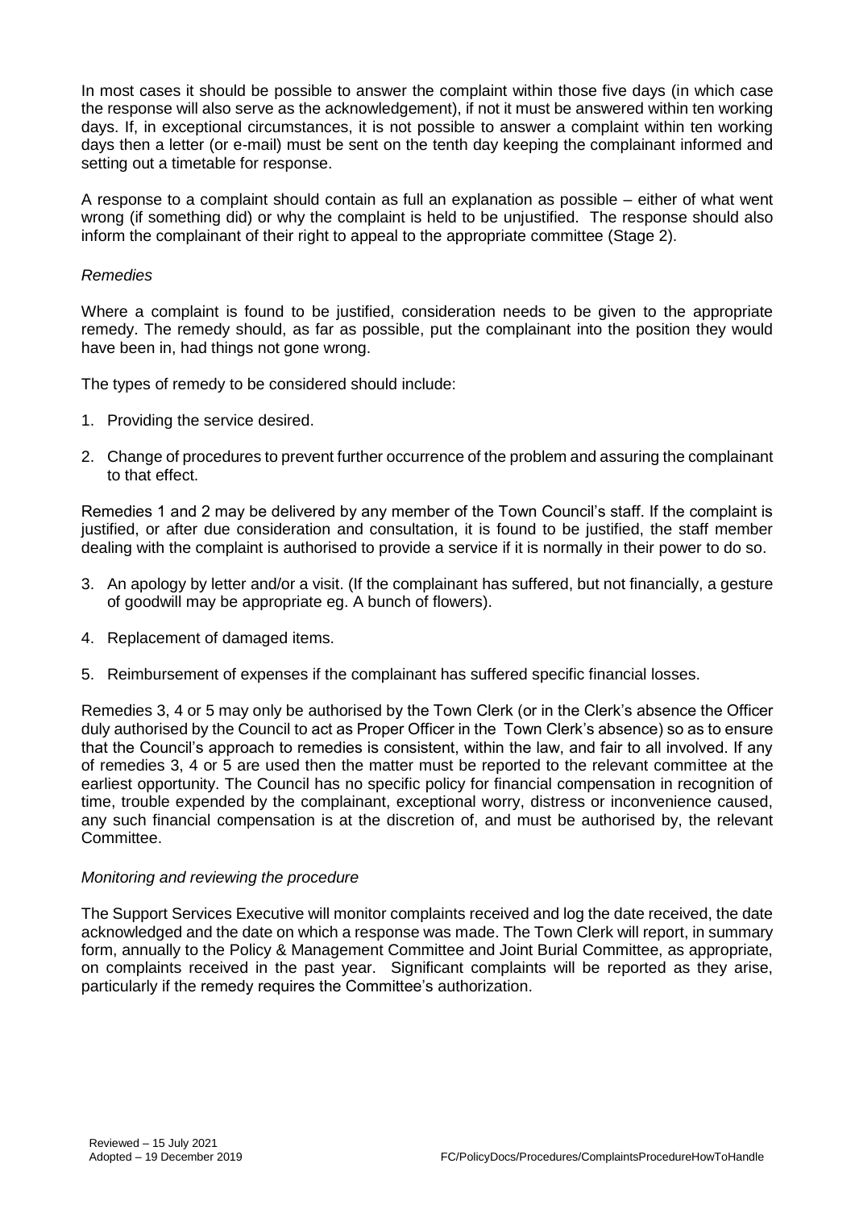In most cases it should be possible to answer the complaint within those five days (in which case the response will also serve as the acknowledgement), if not it must be answered within ten working days. If, in exceptional circumstances, it is not possible to answer a complaint within ten working days then a letter (or e-mail) must be sent on the tenth day keeping the complainant informed and setting out a timetable for response.

A response to a complaint should contain as full an explanation as possible – either of what went wrong (if something did) or why the complaint is held to be unjustified. The response should also inform the complainant of their right to appeal to the appropriate committee (Stage 2).

*Remedies*

Where a complaint is found to be justified, consideration needs to be given to the appropriate remedy. The remedy should, as far as possible, put the complainant into the position they would have been in, had things not gone wrong.

The types of remedy to be considered should include:

1. Providing the service desired.
2. Change of procedures to prevent further occurrence of the problem and assuring the complainant to that effect.

Remedies 1 and 2 may be delivered by any member of the Town Council's staff. If the complaint is justified, or after due consideration and consultation, it is found to be justified, the staff member dealing with the complaint is authorised to provide a service if it is normally in their power to do so.

3. An apology by letter and/or a visit. (If the complainant has suffered, but not financially, a gesture of goodwill may be appropriate eg. A bunch of flowers).
4. Replacement of damaged items.
5. Reimbursement of expenses if the complainant has suffered specific financial losses.

Remedies 3, 4 or 5 may only be authorised by the Town Clerk (or in the Clerk's absence the Officer duly authorised by the Council to act as Proper Officer in the Town Clerk's absence) so as to ensure that the Council's approach to remedies is consistent, within the law, and fair to all involved. If any of remedies 3, 4 or 5 are used then the matter must be reported to the relevant committee at the earliest opportunity. The Council has no specific policy for financial compensation in recognition of time, trouble expended by the complainant, exceptional worry, distress or inconvenience caused, any such financial compensation is at the discretion of, and must be authorised by, the relevant Committee.

*Monitoring and reviewing the procedure*

The Support Services Executive will monitor complaints received and log the date received, the date acknowledged and the date on which a response was made. The Town Clerk will report, in summary form, annually to the Policy & Management Committee and Joint Burial Committee, as appropriate, on complaints received in the past year. Significant complaints will be reported as they arise, particularly if the remedy requires the Committee's authorization.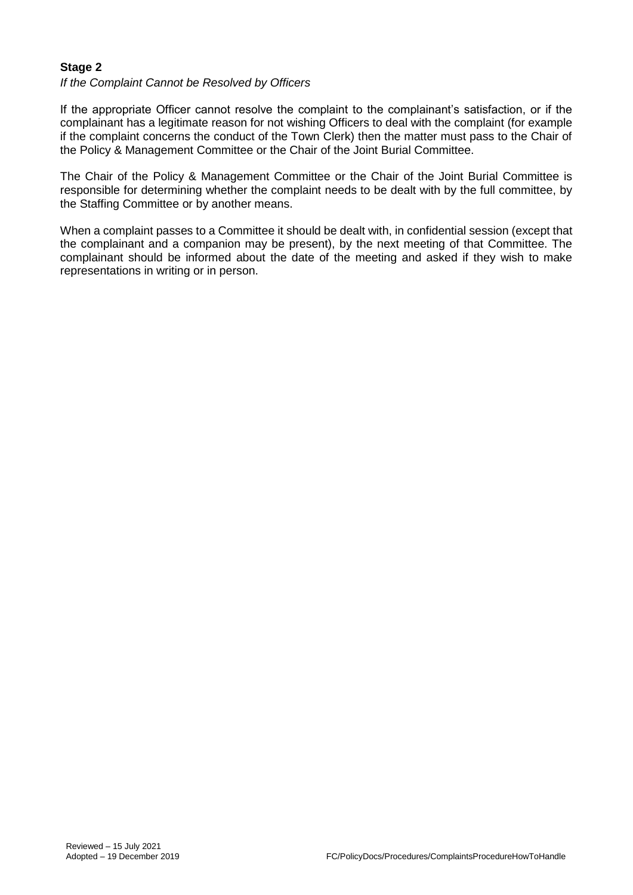**Stage 2**

*If the Complaint Cannot be Resolved by Officers*

If the appropriate Officer cannot resolve the complaint to the complainant's satisfaction, or if the complainant has a legitimate reason for not wishing Officers to deal with the complaint (for example if the complaint concerns the conduct of the Town Clerk) then the matter must pass to the Chair of the Policy & Management Committee or the Chair of the Joint Burial Committee.

The Chair of the Policy & Management Committee or the Chair of the Joint Burial Committee is responsible for determining whether the complaint needs to be dealt with by the full committee, by the Staffing Committee or by another means.

When a complaint passes to a Committee it should be dealt with, in confidential session (except that the complainant and a companion may be present), by the next meeting of that Committee. The complainant should be informed about the date of the meeting and asked if they wish to make representations in writing or in person.